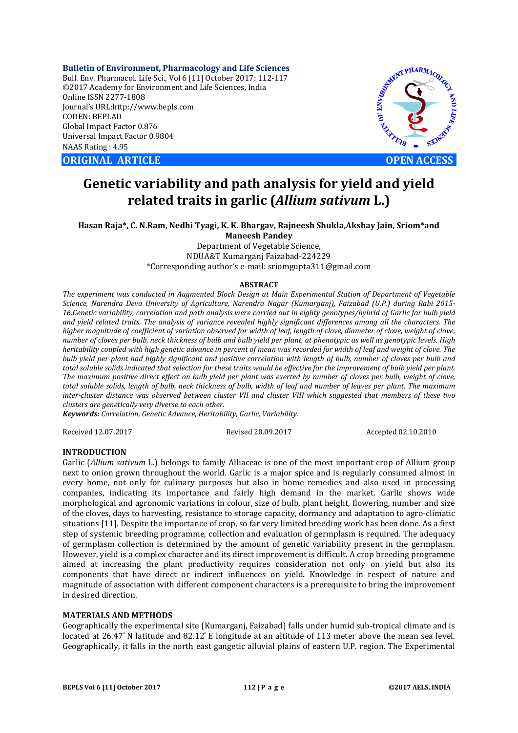**Bulletin of Environment, Pharmacology and Life Sciences**
Bull. Env. Pharmacol. Life Sci., Vol 6 [11] October 2017: 112-117
©2017 Academy for Environment and Life Sciences, India
Online ISSN 2277-1808
Journal's URL:http://www.bepls.com
CODEN: BEPLAD
Global Impact Factor 0.876
Universal Impact Factor 0.9804
NAAS Rating : 4.95

**ORIGINAL ARTICLE** **OPEN ACCESS**

# Genetic variability and path analysis for yield and yield related traits in garlic (*Allium sativum* L.)

**Hasan Raja\*, C. N.Ram, Nedhi Tyagi, K. K. Bhargav, Rajneesh Shukla,Akshay Jain, Sriom\*and Maneesh Pandey**

Department of Vegetable Science,
NDUA&T Kumarganj Faizabad-224229
\*Corresponding author's e-mail: sriomgupta311@gmail.com

**ABSTRACT**

*The experiment was conducted in Augmented Block Design at Main Experimental Station of Department of Vegetable Science, Narendra Deva University of Agriculture, Narendra Nagar (Kumarganj), Faizabad (U.P.) during Rabi 2015-16.Genetic variability, correlation and path analysis were carried out in eighty genotypes/hybrid of Garlic for bulb yield and yield related traits. The analysis of variance revealed highly significant differences among all the characters. The higher magnitude of coefficient of variation observed for width of leaf, length of clove, diameter of clove, weight of clove, number of cloves per bulb, neck thickness of bulb and bulb yield per plant, at phenotypic as well as genotypic levels. High heritability coupled with high genetic advance in percent of mean was recorded for width of leaf and weight of clove. The bulb yield per plant had highly significant and positive correlation with length of bulb, number of cloves per bulb and total soluble solids indicated that selection for these traits would be effective for the improvement of bulb yield per plant. The maximum positive direct effect on bulb yield per plant was exerted by number of cloves per bulb, weight of clove, total soluble solids, length of bulb, neck thickness of bulb, width of leaf and number of leaves per plant. The maximum inter-cluster distance was observed between cluster VII and cluster VIII which suggested that members of these two clusters are genetically very diverse to each other.*

***Keywords:*** *Correlation, Genetic Advance, Heritability, Garlic, Variability.*

Received 12.07.2017 Revised 20.09.2017 Accepted 02.10.2010

## INTRODUCTION

Garlic (*Allium sativum* L.) belongs to family Alliaceae is one of the most important crop of Allium group next to onion grown throughout the world. Garlic is a major spice and is regularly consumed almost in every home, not only for culinary purposes but also in home remedies and also used in processing companies, indicating its importance and fairly high demand in the market. Garlic shows wide morphological and agronomic variations in colour, size of bulb, plant height, flowering, number and size of the cloves, days to harvesting, resistance to storage capacity, dormancy and adaptation to agro-climatic situations [11]. Despite the importance of crop, so far very limited breeding work has been done. As a first step of systemic breeding programme, collection and evaluation of germplasm is required. The adequacy of germplasm collection is determined by the amount of genetic variability present in the germplasm. However, yield is a complex character and its direct improvement is difficult. A crop breeding programme aimed at increasing the plant productivity requires consideration not only on yield but also its components that have direct or indirect influences on yield. Knowledge in respect of nature and magnitude of association with different component characters is a prerequisite to bring the improvement in desired direction.

## MATERIALS AND METHODS

Geographically the experimental site (Kumarganj, Faizabad) falls under humid sub-tropical climate and is located at 26.47° N latitude and 82.12° E longitude at an altitude of 113 meter above the mean sea level. Geographically, it falls in the north east gangetic alluvial plains of eastern U.P. region. The Experimental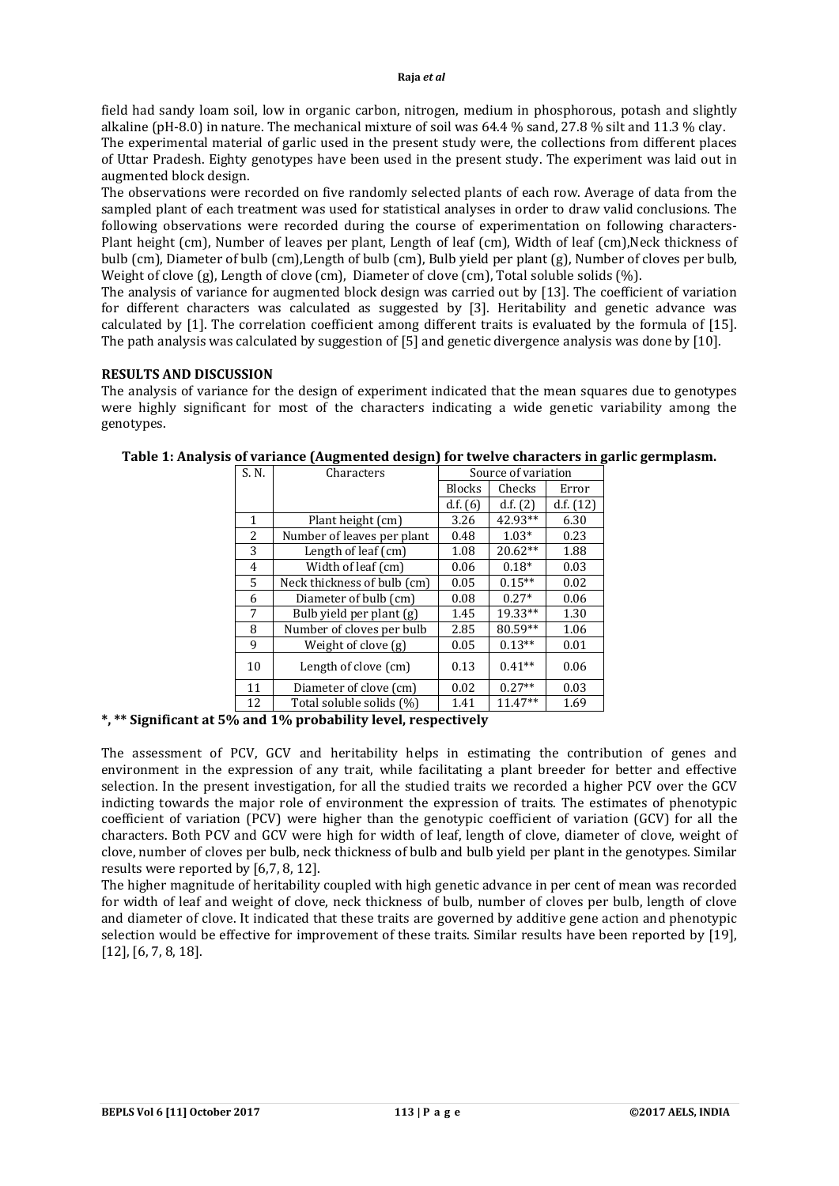field had sandy loam soil, low in organic carbon, nitrogen, medium in phosphorous, potash and slightly alkaline (pH-8.0) in nature. The mechanical mixture of soil was 64.4 % sand, 27.8 % silt and 11.3 % clay.
The experimental material of garlic used in the present study were, the collections from different places of Uttar Pradesh. Eighty genotypes have been used in the present study. The experiment was laid out in augmented block design.
The observations were recorded on five randomly selected plants of each row. Average of data from the sampled plant of each treatment was used for statistical analyses in order to draw valid conclusions. The following observations were recorded during the course of experimentation on following characters- Plant height (cm), Number of leaves per plant, Length of leaf (cm), Width of leaf (cm),Neck thickness of bulb (cm), Diameter of bulb (cm),Length of bulb (cm), Bulb yield per plant (g), Number of cloves per bulb, Weight of clove (g), Length of clove (cm), Diameter of clove (cm), Total soluble solids (%).
The analysis of variance for augmented block design was carried out by [13]. The coefficient of variation for different characters was calculated as suggested by [3]. Heritability and genetic advance was calculated by [1]. The correlation coefficient among different traits is evaluated by the formula of [15]. The path analysis was calculated by suggestion of [5] and genetic divergence analysis was done by [10].

## RESULTS AND DISCUSSION

The analysis of variance for the design of experiment indicated that the mean squares due to genotypes were highly significant for most of the characters indicating a wide genetic variability among the genotypes.

**Table 1: Analysis of variance (Augmented design) for twelve characters in garlic germplasm.**

| S. N. | Characters | Source of variation | | |
|---|---|---|---|---|
| | | Blocks | Checks | Error |
| | | d.f. (6) | d.f. (2) | d.f. (12) |
| 1 | Plant height (cm) | 3.26 | 42.93** | 6.30 |
| 2 | Number of leaves per plant | 0.48 | 1.03* | 0.23 |
| 3 | Length of leaf (cm) | 1.08 | 20.62** | 1.88 |
| 4 | Width of leaf (cm) | 0.06 | 0.18* | 0.03 |
| 5 | Neck thickness of bulb (cm) | 0.05 | 0.15** | 0.02 |
| 6 | Diameter of bulb (cm) | 0.08 | 0.27* | 0.06 |
| 7 | Bulb yield per plant (g) | 1.45 | 19.33** | 1.30 |
| 8 | Number of cloves per bulb | 2.85 | 80.59** | 1.06 |
| 9 | Weight of clove (g) | 0.05 | 0.13** | 0.01 |
| 10 | Length of clove (cm) | 0.13 | 0.41** | 0.06 |
| 11 | Diameter of clove (cm) | 0.02 | 0.27** | 0.03 |
| 12 | Total soluble solids (%) | 1.41 | 11.47** | 1.69 |

**\*, \*\* Significant at 5% and 1% probability level, respectively**

The assessment of PCV, GCV and heritability helps in estimating the contribution of genes and environment in the expression of any trait, while facilitating a plant breeder for better and effective selection. In the present investigation, for all the studied traits we recorded a higher PCV over the GCV indicting towards the major role of environment the expression of traits. The estimates of phenotypic coefficient of variation (PCV) were higher than the genotypic coefficient of variation (GCV) for all the characters. Both PCV and GCV were high for width of leaf, length of clove, diameter of clove, weight of clove, number of cloves per bulb, neck thickness of bulb and bulb yield per plant in the genotypes. Similar results were reported by [6,7, 8, 12].

The higher magnitude of heritability coupled with high genetic advance in per cent of mean was recorded for width of leaf and weight of clove, neck thickness of bulb, number of cloves per bulb, length of clove and diameter of clove. It indicated that these traits are governed by additive gene action and phenotypic selection would be effective for improvement of these traits. Similar results have been reported by [19], [12], [6, 7, 8, 18].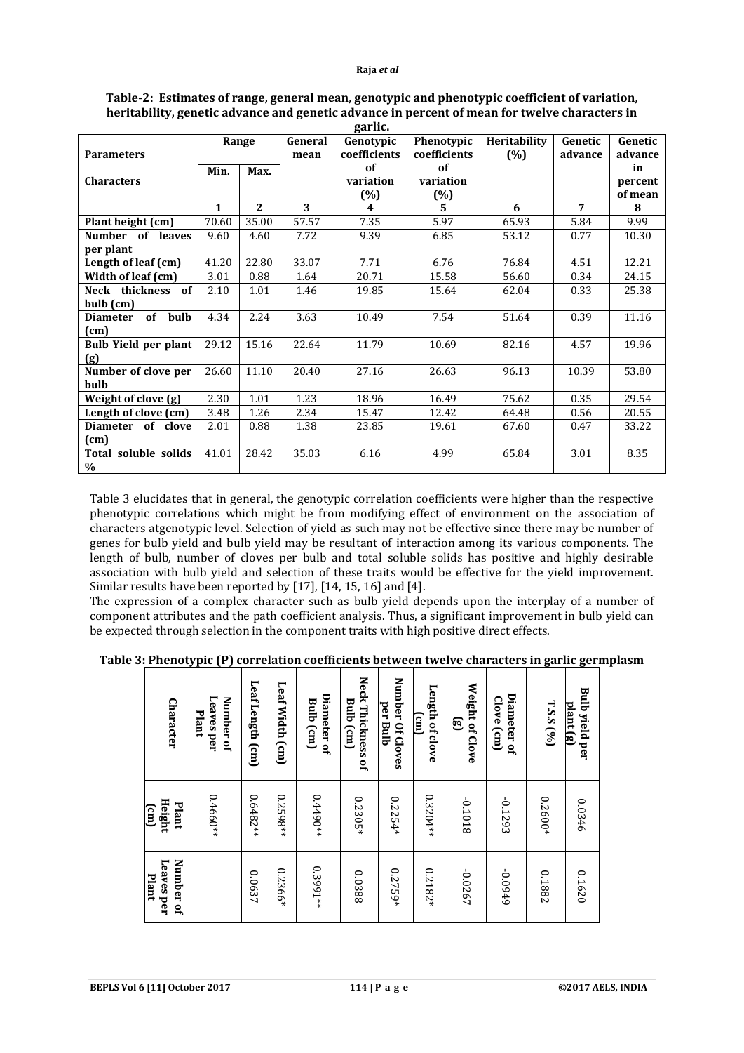**Table-2: Estimates of range, general mean, genotypic and phenotypic coefficient of variation, heritability, genetic advance and genetic advance in percent of mean for twelve characters in garlic.**

| Parameters / Characters | Range | | General mean | Genotypic coefficients of variation (%) | Phenotypic coefficients of variation (%) | Heritability (%) | Genetic advance | Genetic advance in percent of mean |
|---|---|---|---|---|---|---|---|---|
| | Min. | Max. | | | | | | |
| | 1 | 2 | 3 | 4 | 5 | 6 | 7 | 8 |
| Plant height (cm) | 70.60 | 35.00 | 57.57 | 7.35 | 5.97 | 65.93 | 5.84 | 9.99 |
| Number of leaves per plant | 9.60 | 4.60 | 7.72 | 9.39 | 6.85 | 53.12 | 0.77 | 10.30 |
| Length of leaf (cm) | 41.20 | 22.80 | 33.07 | 7.71 | 6.76 | 76.84 | 4.51 | 12.21 |
| Width of leaf (cm) | 3.01 | 0.88 | 1.64 | 20.71 | 15.58 | 56.60 | 0.34 | 24.15 |
| Neck thickness of bulb (cm) | 2.10 | 1.01 | 1.46 | 19.85 | 15.64 | 62.04 | 0.33 | 25.38 |
| Diameter of bulb (cm) | 4.34 | 2.24 | 3.63 | 10.49 | 7.54 | 51.64 | 0.39 | 11.16 |
| Bulb Yield per plant (g) | 29.12 | 15.16 | 22.64 | 11.79 | 10.69 | 82.16 | 4.57 | 19.96 |
| Number of clove per bulb | 26.60 | 11.10 | 20.40 | 27.16 | 26.63 | 96.13 | 10.39 | 53.80 |
| Weight of clove (g) | 2.30 | 1.01 | 1.23 | 18.96 | 16.49 | 75.62 | 0.35 | 29.54 |
| Length of clove (cm) | 3.48 | 1.26 | 2.34 | 15.47 | 12.42 | 64.48 | 0.56 | 20.55 |
| Diameter of clove (cm) | 2.01 | 0.88 | 1.38 | 23.85 | 19.61 | 67.60 | 0.47 | 33.22 |
| Total soluble solids % | 41.01 | 28.42 | 35.03 | 6.16 | 4.99 | 65.84 | 3.01 | 8.35 |

Table 3 elucidates that in general, the genotypic correlation coefficients were higher than the respective phenotypic correlations which might be from modifying effect of environment on the association of characters atgenotypic level. Selection of yield as such may not be effective since there may be number of genes for bulb yield and bulb yield may be resultant of interaction among its various components. The length of bulb, number of cloves per bulb and total soluble solids has positive and highly desirable association with bulb yield and selection of these traits would be effective for the yield improvement. Similar results have been reported by [17], [14, 15, 16] and [4].

The expression of a complex character such as bulb yield depends upon the interplay of a number of component attributes and the path coefficient analysis. Thus, a significant improvement in bulb yield can be expected through selection in the component traits with high positive direct effects.

**Table 3: Phenotypic (P) correlation coefficients between twelve characters in garlic germplasm**

| Character | Number of Leaves per Plant | Leaf Length (cm) | Leaf Width (cm) | Diameter of Bulb (cm) | Neck Thickness of Bulb (cm) | Number Of Cloves per Bulb | Length of clove (cm) | Weight of Clove (g) | Diameter of Clove (cm) | T.S.S (%) | Bulb yield per plant (g) |
|---|---|---|---|---|---|---|---|---|---|---|---|
| Plant Height (cm) | 0.4660** | 0.6482** | 0.2598** | 0.4490** | 0.2305* | 0.2254* | 0.3204** | -0.1018 | -0.1293 | 0.2600* | 0.0346 |
| Number of Leaves per Plant | | 0.0637 | 0.2366* | 0.3991** | 0.0388 | 0.2759* | 0.2182* | -0.0267 | -0.0949 | 0.1882 | 0.1620 |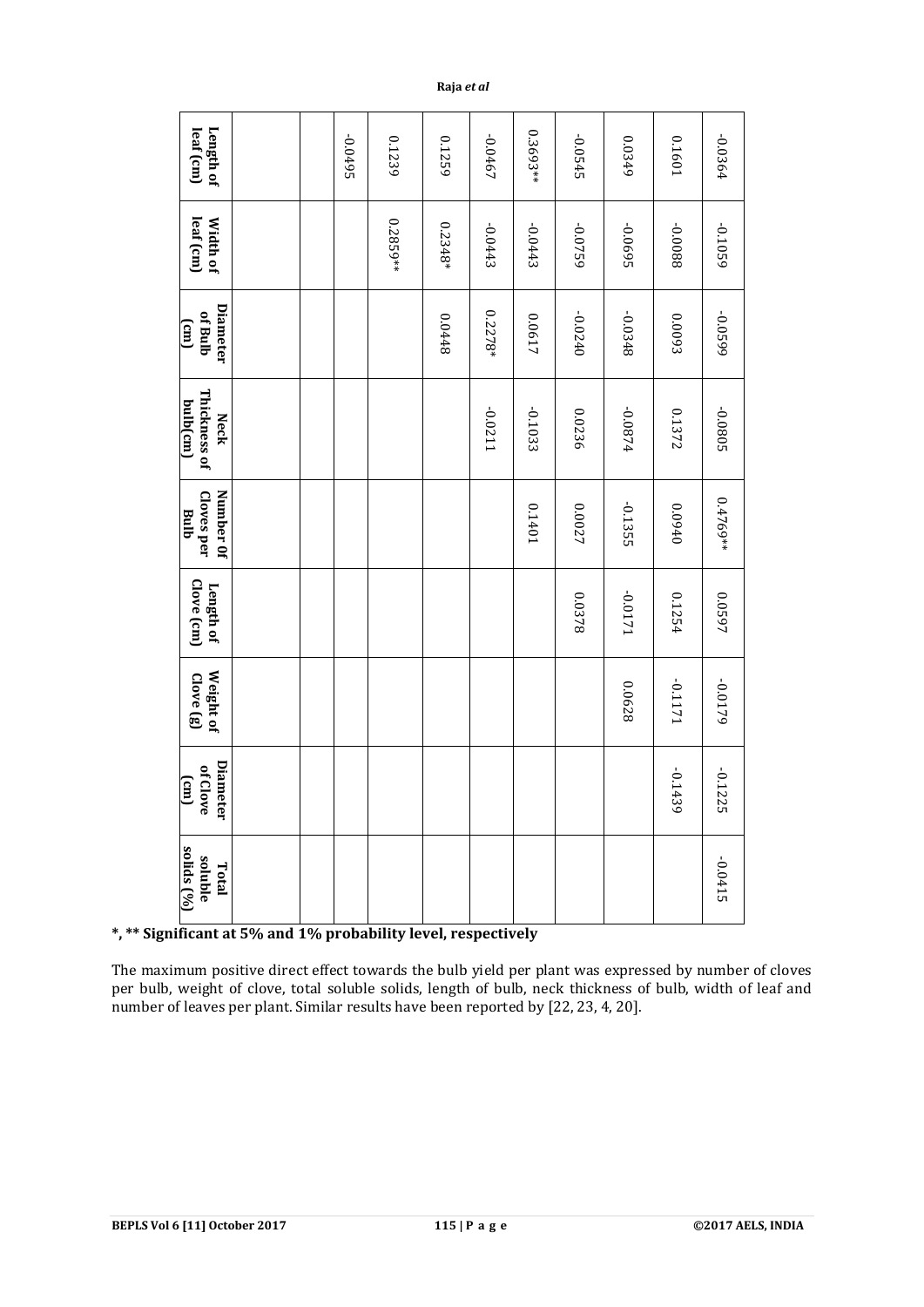| Length of leaf (cm) | Width of leaf (cm) | Diameter of Bulb (cm) | Neck Thickness of bulb(cm) | Number Of Cloves per Bulb | Length of Clove (cm) | Weight of Clove (g) | Diameter of Clove (cm) | Total soluble solids (%) |
|---|---|---|---|---|---|---|---|---|
| | | | | | | | | |
| | | | | | | | | |
| -0.0495 | | | | | | | | |
| 0.1239 | 0.2859** | | | | | | | |
| 0.1259 | 0.2348* | 0.0448 | | | | | | |
| -0.0467 | -0.0443 | 0.2278* | -0.0211 | | | | | |
| 0.3693** | -0.0443 | 0.0617 | -0.1033 | 0.1401 | | | | |
| -0.0545 | -0.0759 | -0.0240 | 0.0236 | 0.0027 | 0.0378 | | | |
| 0.0349 | -0.0695 | -0.0348 | -0.0874 | -0.1355 | -0.0171 | 0.0628 | | |
| 0.1601 | -0.0088 | 0.0093 | 0.1372 | 0.0940 | 0.1254 | -0.1171 | -0.1439 | |
| -0.0364 | -0.1059 | -0.0599 | -0.0805 | 0.4769** | 0.0597 | -0.0179 | -0.1225 | -0.0415 |

**\*, \*\* Significant at 5% and 1% probability level, respectively**

The maximum positive direct effect towards the bulb yield per plant was expressed by number of cloves per bulb, weight of clove, total soluble solids, length of bulb, neck thickness of bulb, width of leaf and number of leaves per plant. Similar results have been reported by [22, 23, 4, 20].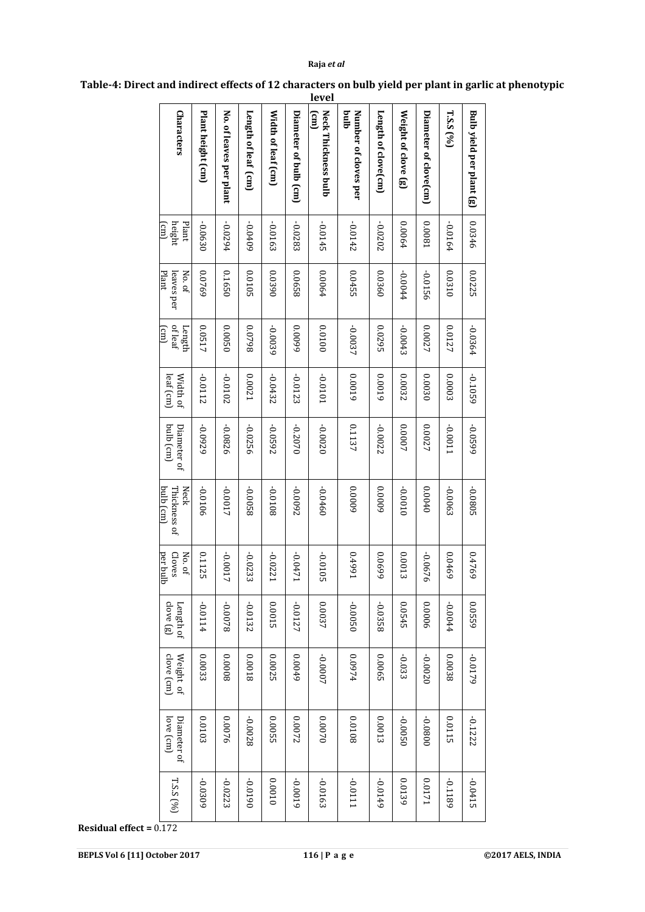**Table-4: Direct and indirect effects of 12 characters on bulb yield per plant in garlic at phenotypic level**

| Characters | Plant height (cm) | No. of leaves per Plant | Length of leaf (cm) | Width of leaf (cm) | Diameter of bulb (cm) | Neck Thickness of bulb (cm) | No. of Cloves per bulb | Length of clove (g) | Weight of clove (cm) | Diameter of love (cm) | T.S.S (%) |
|---|---|---|---|---|---|---|---|---|---|---|---|
| **Plant height (cm)** | -0.0630 | 0.0769 | 0.0517 | -0.0112 | -0.0929 | -0.0106 | 0.1125 | -0.0114 | 0.0033 | 0.0103 | -0.0309 |
| **No. of leaves per plant** | -0.0294 | 0.1650 | 0.0050 | -0.0102 | -0.0826 | -0.0017 | -0.0017 | -0.0078 | 0.0008 | 0.0076 | -0.0223 |
| **Length of leaf (cm)** | -0.0409 | 0.0105 | 0.0798 | 0.0021 | -0.0256 | -0.0058 | -0.0233 | -0.0132 | 0.0018 | -0.0028 | -0.0190 |
| **Width of leaf (cm)** | -0.0163 | 0.0390 | -0.0039 | -0.0432 | -0.0592 | -0.0108 | -0.0221 | 0.0015 | 0.0025 | 0.0055 | 0.0010 |
| **Diameter of bulb (cm)** | -0.0283 | 0.0658 | 0.0099 | -0.0123 | -0.2070 | -0.0092 | -0.0471 | -0.0127 | 0.0049 | 0.0072 | -0.0019 |
| **Neck Thickness bulb (cm)** | -0.0145 | 0.0064 | 0.0100 | -0.0101 | -0.0020 | -0.0460 | -0.0105 | 0.0037 | -0.0007 | 0.0070 | -0.0163 |
| **Number of cloves per bulb** | -0.0142 | 0.0455 | -0.0037 | 0.0019 | 0.1137 | 0.0009 | 0.4991 | -0.0050 | 0.0974 | 0.0108 | -0.0111 |
| **Length of clove(cm)** | -0.0202 | 0.0360 | 0.0295 | 0.0019 | -0.0022 | 0.0009 | 0.0699 | -0.0358 | 0.0065 | 0.0013 | -0.0149 |
| **Weight of clove (g)** | 0.0064 | -0.0044 | -0.0043 | 0.0032 | 0.0007 | -0.0010 | 0.0013 | 0.0545 | -0.033 | -0.0050 | 0.0139 |
| **Diameter of clove(cm)** | 0.0081 | -0.0156 | 0.0027 | 0.0030 | 0.0027 | 0.0040 | -0.0676 | 0.0006 | -0.0020 | -0.0800 | 0.0171 |
| **T.S.S (%)** | -0.0164 | 0.0310 | 0.0127 | 0.0003 | -0.0011 | -0.0063 | 0.0469 | -0.0044 | 0.0038 | 0.0115 | -0.1189 |
| **Bulb yield per plant (g)** | 0.0346 | 0.0225 | -0.0364 | -0.1059 | -0.0599 | -0.0805 | 0.4769 | 0.0559 | -0.0179 | -0.1222 | -0.0415 |

**Residual effect =** 0.172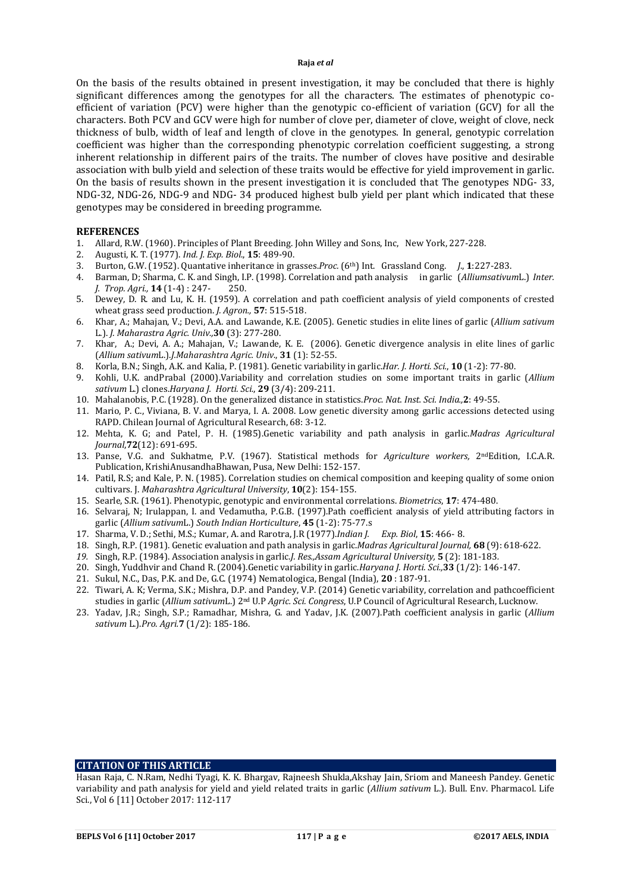On the basis of the results obtained in present investigation, it may be concluded that there is highly significant differences among the genotypes for all the characters. The estimates of phenotypic co-efficient of variation (PCV) were higher than the genotypic co-efficient of variation (GCV) for all the characters. Both PCV and GCV were high for number of clove per, diameter of clove, weight of clove, neck thickness of bulb, width of leaf and length of clove in the genotypes. In general, genotypic correlation coefficient was higher than the corresponding phenotypic correlation coefficient suggesting, a strong inherent relationship in different pairs of the traits. The number of cloves have positive and desirable association with bulb yield and selection of these traits would be effective for yield improvement in garlic. On the basis of results shown in the present investigation it is concluded that The genotypes NDG- 33, NDG-32, NDG-26, NDG-9 and NDG- 34 produced highest bulb yield per plant which indicated that these genotypes may be considered in breeding programme.

## REFERENCES

1. Allard, R.W. (1960). Principles of Plant Breeding. John Willey and Sons, Inc, New York, 227-228.
2. Augusti, K. T. (1977). *Ind. J. Exp. Biol.*, **15**: 489-90.
3. Burton, G.W. (1952). Quantative inheritance in grasses.*Proc.* (6th) Int. Grassland Cong. *J.*, **1**:227-283.
4. Barman, D; Sharma, C. K. and Singh, I.P. (1998). Correlation and path analysis in garlic (*Alliumsativum*L.) *Inter. J. Trop. Agri.*, **14** (1-4) : 247- 250.
5. Dewey, D. R. and Lu, K. H. (1959). A correlation and path coefficient analysis of yield components of crested wheat grass seed production. *J. Agron.*, **57**: 515-518.
6. Khar, A.; Mahajan, V.; Devi, A.A. and Lawande, K.E. (2005). Genetic studies in elite lines of garlic (*Allium sativum* L.). *J. Maharastra Agric. Univ.*,**30** (3): 277-280.
7. Khar, A.; Devi, A. A.; Mahajan, V.; Lawande, K. E. (2006). Genetic divergence analysis in elite lines of garlic (*Allium sativum*L.).*J.Maharashtra Agric. Univ.*, **31** (1): 52-55.
8. Korla, B.N.; Singh, A.K. and Kalia, P. (1981). Genetic variability in garlic.*Har. J. Horti. Sci.*, **10** (1-2): 77-80.
9. Kohli, U.K. andPrabal (2000).Variability and correlation studies on some important traits in garlic (*Allium sativum* L.) clones.*Haryana J. Horti. Sci.*, **29** (3/4): 209-211.
10. Mahalanobis, P.C. (1928). On the generalized distance in statistics.*Proc. Nat. Inst. Sci. India.*,**2**: 49-55.
11. Mario, P. C., Viviana, B. V. and Marya, I. A. 2008. Low genetic diversity among garlic accessions detected using RAPD. Chilean Journal of Agricultural Research, 68: 3-12.
12. Mehta, K. G; and Patel, P. H. (1985).Genetic variability and path analysis in garlic.*Madras Agricultural Journal*,**72**(12): 691-695.
13. Panse, V.G. and Sukhatme, P.V. (1967). Statistical methods for *Agriculture workers,* 2ndEdition, I.C.A.R. Publication, KrishiAnusandhaBhawan, Pusa, New Delhi: 152-157.
14. Patil, R.S; and Kale, P. N. (1985). Correlation studies on chemical composition and keeping quality of some onion cultivars. J. *Maharashtra Agricultural University*, **10**(2): 154-155.
15. Searle, S.R. (1961). Phenotypic, genotypic and environmental correlations. *Biometrics*, **17**: 474-480.
16. Selvaraj, N; Irulappan, I. and Vedamutha, P.G.B. (1997).Path coefficient analysis of yield attributing factors in garlic (*Allium sativum*L.) *South Indian Horticulture*, **45** (1-2): 75-77.s
17. Sharma, V. D.; Sethi, M.S.; Kumar, A. and Rarotra, J.R (1977).*Indian J. Exp. Biol*, **15**: 466- 8.
18. Singh, R.P. (1981). Genetic evaluation and path analysis in garlic.*Madras Agricultural Journal,* **68** (9): 618-622.
19. Singh, R.P. (1984). Association analysis in garlic.*J. Res.,Assam Agricultural University,* **5** (2): 181-183.
20. Singh, Yuddhvir and Chand R. (2004).Genetic variability in garlic.*Haryana J. Horti. Sci.,***33** (1/2): 146-147.
21. Sukul, N.C., Das, P.K. and De, G.C. (1974) Nematologica, Bengal (India), **20** : 187-91.
22. Tiwari, A. K; Verma, S.K.; Mishra, D.P. and Pandey, V.P. (2014) Genetic variability, correlation and pathcoefficient studies in garlic (*Allium sativum*L.) 2nd U.P *Agric. Sci. Congress*, U.P Council of Agricultural Research, Lucknow.
23. Yadav, J.R.; Singh, S.P.; Ramadhar, Mishra, G. and Yadav, J.K. (2007).Path coefficient analysis in garlic (*Allium sativum* L.).*Pro. Agri.***7** (1/2): 185-186.

## CITATION OF THIS ARTICLE

Hasan Raja, C. N.Ram, Nedhi Tyagi, K. K. Bhargav, Rajneesh Shukla,Akshay Jain, Sriom and Maneesh Pandey. Genetic variability and path analysis for yield and yield related traits in garlic (*Allium sativum* L.). Bull. Env. Pharmacol. Life Sci., Vol 6 [11] October 2017: 112-117